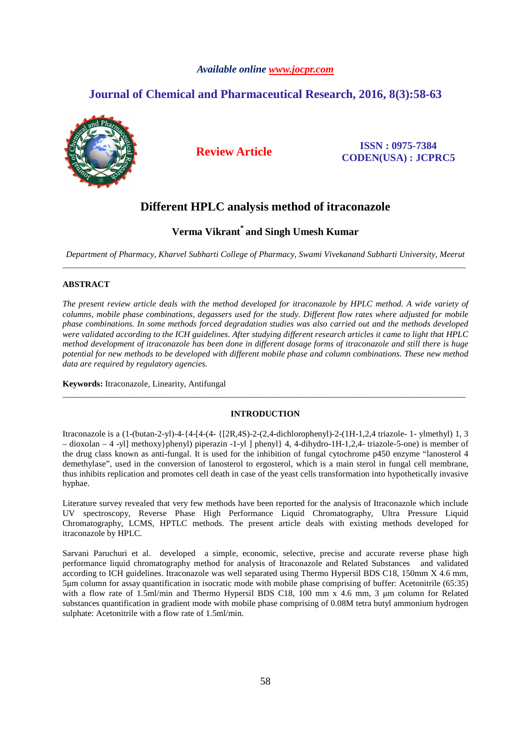*Available online www.jocpr.com*

**Journal of Chemical and Pharmaceutical Research, 2016, 8(3):58-63**

**Review Article**

**ISSN : 0975-7384**
**CODEN(USA) : JCPRC5**

# Different HPLC analysis method of itraconazole

## Verma Vikrant* and Singh Umesh Kumar

*Department of Pharmacy, Kharvel Subharti College of Pharmacy, Swami Vivekanand Subharti University, Meerut*

---

### ABSTRACT

*The present review article deals with the method developed for itraconazole by HPLC method. A wide variety of columns, mobile phase combinations, degassers used for the study. Different flow rates where adjusted for mobile phase combinations. In some methods forced degradation studies was also carried out and the methods developed were validated according to the ICH guidelines. After studying different research articles it came to light that HPLC method development of itraconazole has been done in different dosage forms of itraconazole and still there is huge potential for new methods to be developed with different mobile phase and column combinations. These new method data are required by regulatory agencies.*

**Keywords:** Itraconazole, Linearity, Antifungal

---

### INTRODUCTION

Itraconazole is a (1-(butan-2-yl)-4-{4-[4-(4- {[2R,4S)-2-(2,4-dichlorophenyl)-2-(1H-1,2,4 triazole- 1- ylmethyl) 1, 3 – dioxolan – 4 -yl] methoxy}phenyl) piperazin -1-yl ] phenyl} 4, 4-dihydro-1H-1,2,4- triazole-5-one) is member of the drug class known as anti-fungal. It is used for the inhibition of fungal cytochrome p450 enzyme "lanosterol 4 demethylase", used in the conversion of lanosterol to ergosterol, which is a main sterol in fungal cell membrane, thus inhibits replication and promotes cell death in case of the yeast cells transformation into hypothetically invasive hyphae.

Literature survey revealed that very few methods have been reported for the analysis of Itraconazole which include UV spectroscopy, Reverse Phase High Performance Liquid Chromatography, Ultra Pressure Liquid Chromatography, LCMS, HPTLC methods. The present article deals with existing methods developed for itraconazole by HPLC.

Sarvani Paruchuri et al. developed a simple, economic, selective, precise and accurate reverse phase high performance liquid chromatography method for analysis of Itraconazole and Related Substances and validated according to ICH guidelines. Itraconazole was well separated using Thermo Hypersil BDS C18, 150mm X 4.6 mm, 5µm column for assay quantification in isocratic mode with mobile phase comprising of buffer: Acetonitrile (65:35) with a flow rate of 1.5ml/min and Thermo Hypersil BDS C18, 100 mm x 4.6 mm, 3 µm column for Related substances quantification in gradient mode with mobile phase comprising of 0.08M tetra butyl ammonium hydrogen sulphate: Acetonitrile with a flow rate of 1.5ml/min.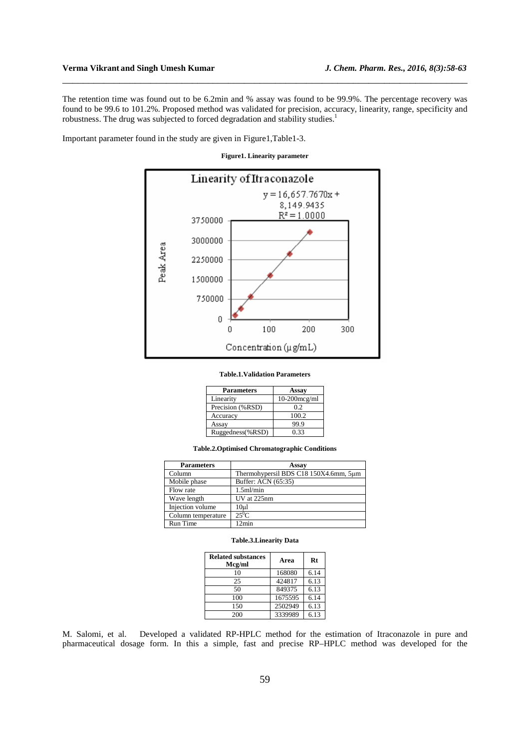The retention time was found out to be 6.2min and % assay was found to be 99.9%. The percentage recovery was found to be 99.6 to 101.2%. Proposed method was validated for precision, accuracy, linearity, range, specificity and robustness. The drug was subjected to forced degradation and stability studies.[1]

Important parameter found in the study are given in Figure1,Table1-3.

**Figure1. Linearity parameter**

**Table.1.Validation Parameters**

| Parameters | Assay |
|---|---|
| Linearity | 10-200mcg/ml |
| Precision (%RSD) | 0.2 |
| Accuracy | 100.2 |
| Assay | 99.9 |
| Ruggedness(%RSD) | 0.33 |

**Table.2.Optimised Chromatographic Conditions**

| Parameters | Assay |
|---|---|
| Column | Thermohypersil BDS C18 150X4.6mm, 5μm |
| Mobile phase | Buffer: ACN (65:35) |
| Flow rate | 1.5ml/min |
| Wave length | UV at 225nm |
| Injection volume | 10μl |
| Column temperature | $25^0$C |
| Run Time | 12min |

**Table.3.Linearity Data**

| Related substances Mcg/ml | Area | Rt |
|---|---|---|
| 10 | 168080 | 6.14 |
| 25 | 424817 | 6.13 |
| 50 | 849375 | 6.13 |
| 100 | 1675595 | 6.14 |
| 150 | 2502949 | 6.13 |
| 200 | 3339989 | 6.13 |

M. Salomi, et al. Developed a validated RP-HPLC method for the estimation of Itraconazole in pure and pharmaceutical dosage form. In this a simple, fast and precise RP–HPLC method was developed for the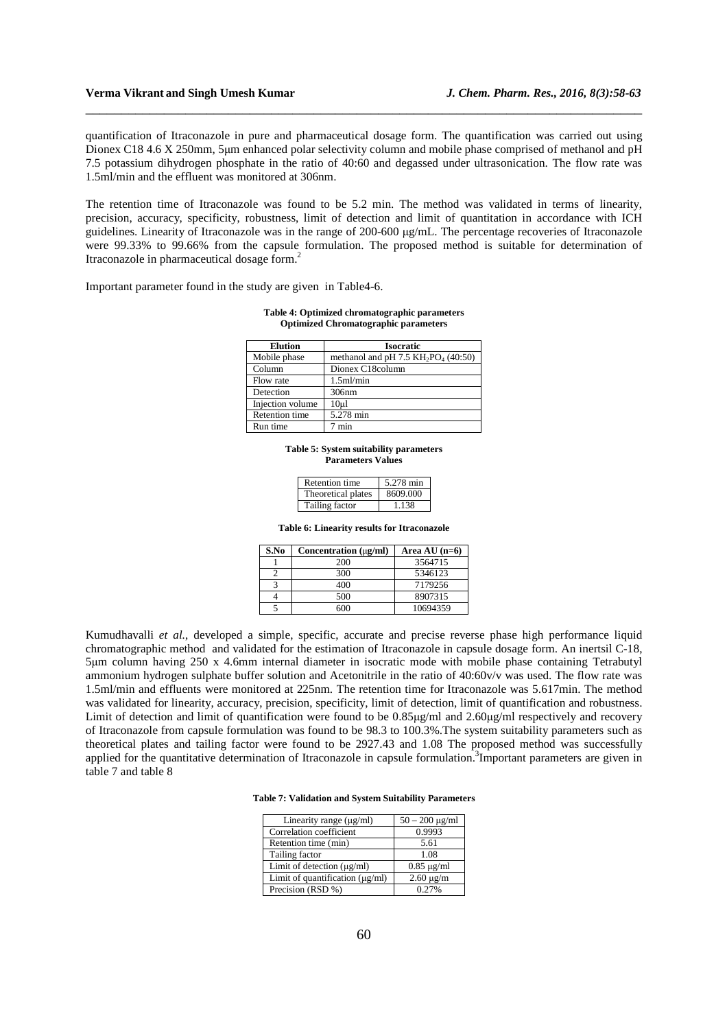quantification of Itraconazole in pure and pharmaceutical dosage form. The quantification was carried out using Dionex C18 4.6 X 250mm, 5μm enhanced polar selectivity column and mobile phase comprised of methanol and pH 7.5 potassium dihydrogen phosphate in the ratio of 40:60 and degassed under ultrasonication. The flow rate was 1.5ml/min and the effluent was monitored at 306nm.

The retention time of Itraconazole was found to be 5.2 min. The method was validated in terms of linearity, precision, accuracy, specificity, robustness, limit of detection and limit of quantitation in accordance with ICH guidelines. Linearity of Itraconazole was in the range of 200-600 μg/mL. The percentage recoveries of Itraconazole were 99.33% to 99.66% from the capsule formulation. The proposed method is suitable for determination of Itraconazole in pharmaceutical dosage form.[2]

Important parameter found in the study are given in Table4-6.

**Table 4: Optimized chromatographic parameters**
**Optimized Chromatographic parameters**

| Elution | Isocratic |
|---|---|
| Mobile phase | methanol and pH 7.5 $KH_2PO_4$ (40:50) |
| Column | Dionex C18column |
| Flow rate | 1.5ml/min |
| Detection | 306nm |
| Injection volume | 10μl |
| Retention time | 5.278 min |
| Run time | 7 min |

**Table 5: System suitability parameters**
**Parameters Values**

| | |
|---|---|
| Retention time | 5.278 min |
| Theoretical plates | 8609.000 |
| Tailing factor | 1.138 |

**Table 6: Linearity results for Itraconazole**

| S.No | Concentration (μg/ml) | Area AU (n=6) |
|---|---|---|
| 1 | 200 | 3564715 |
| 2 | 300 | 5346123 |
| 3 | 400 | 7179256 |
| 4 | 500 | 8907315 |
| 5 | 600 | 10694359 |

Kumudhavalli *et al.*, developed a simple, specific, accurate and precise reverse phase high performance liquid chromatographic method and validated for the estimation of Itraconazole in capsule dosage form. An inertsil C-18, 5μm column having 250 x 4.6mm internal diameter in isocratic mode with mobile phase containing Tetrabutyl ammonium hydrogen sulphate buffer solution and Acetonitrile in the ratio of 40:60v/v was used. The flow rate was 1.5ml/min and effluents were monitored at 225nm. The retention time for Itraconazole was 5.617min. The method was validated for linearity, accuracy, precision, specificity, limit of detection, limit of quantification and robustness. Limit of detection and limit of quantification were found to be 0.85μg/ml and 2.60μg/ml respectively and recovery of Itraconazole from capsule formulation was found to be 98.3 to 100.3%.The system suitability parameters such as theoretical plates and tailing factor were found to be 2927.43 and 1.08 The proposed method was successfully applied for the quantitative determination of Itraconazole in capsule formulation.[3]Important parameters are given in table 7 and table 8

**Table 7: Validation and System Suitability Parameters**

| | |
|---|---|
| Linearity range (μg/ml) | 50 – 200 μg/ml |
| Correlation coefficient | 0.9993 |
| Retention time (min) | 5.61 |
| Tailing factor | 1.08 |
| Limit of detection (μg/ml) | 0.85 μg/ml |
| Limit of quantification (μg/ml) | 2.60 μg/m |
| Precision (RSD %) | 0.27% |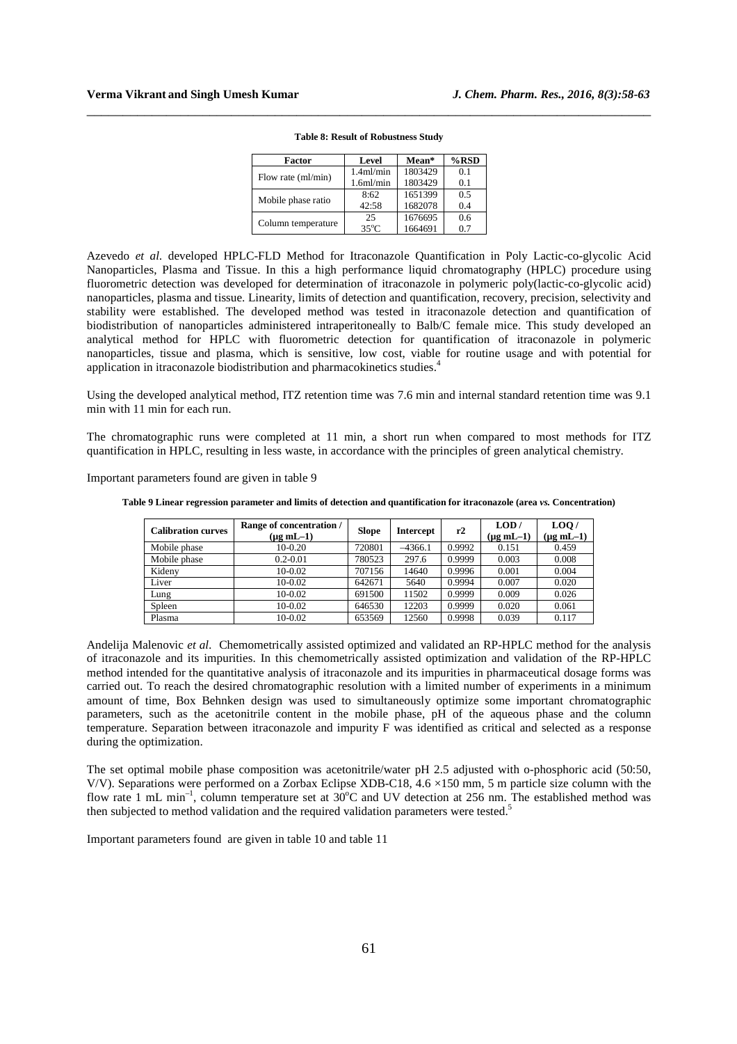**Table 8: Result of Robustness Study**

| Factor | Level | Mean* | %RSD |
|---|---|---|---|
| Flow rate (ml/min) | 1.4ml/min | 1803429 | 0.1 |
| | 1.6ml/min | 1803429 | 0.1 |
| Mobile phase ratio | 8:62 | 1651399 | 0.5 |
| | 42:58 | 1682078 | 0.4 |
| Column temperature | 25 | 1676695 | 0.6 |
| | 35°C | 1664691 | 0.7 |

Azevedo *et al.* developed HPLC-FLD Method for Itraconazole Quantification in Poly Lactic-co-glycolic Acid Nanoparticles, Plasma and Tissue. In this a high performance liquid chromatography (HPLC) procedure using fluorometric detection was developed for determination of itraconazole in polymeric poly(lactic-co-glycolic acid) nanoparticles, plasma and tissue. Linearity, limits of detection and quantification, recovery, precision, selectivity and stability were established. The developed method was tested in itraconazole detection and quantification of biodistribution of nanoparticles administered intraperitoneally to Balb/C female mice. This study developed an analytical method for HPLC with fluorometric detection for quantification of itraconazole in polymeric nanoparticles, tissue and plasma, which is sensitive, low cost, viable for routine usage and with potential for application in itraconazole biodistribution and pharmacokinetics studies.[4]

Using the developed analytical method, ITZ retention time was 7.6 min and internal standard retention time was 9.1 min with 11 min for each run.

The chromatographic runs were completed at 11 min, a short run when compared to most methods for ITZ quantification in HPLC, resulting in less waste, in accordance with the principles of green analytical chemistry.

Important parameters found are given in table 9

**Table 9 Linear regression parameter and limits of detection and quantification for itraconazole (area *vs.* Concentration)**

| Calibration curves | Range of concentration / (μg mL–1) | Slope | Intercept | r2 | LOD / (μg mL–1) | LOQ / (μg mL–1) |
|---|---|---|---|---|---|---|
| Mobile phase | 10-0.20 | 720801 | –4366.1 | 0.9992 | 0.151 | 0.459 |
| Mobile phase | 0.2-0.01 | 780523 | 297.6 | 0.9999 | 0.003 | 0.008 |
| Kideny | 10-0.02 | 707156 | 14640 | 0.9996 | 0.001 | 0.004 |
| Liver | 10-0.02 | 642671 | 5640 | 0.9994 | 0.007 | 0.020 |
| Lung | 10-0.02 | 691500 | 11502 | 0.9999 | 0.009 | 0.026 |
| Spleen | 10-0.02 | 646530 | 12203 | 0.9999 | 0.020 | 0.061 |
| Plasma | 10-0.02 | 653569 | 12560 | 0.9998 | 0.039 | 0.117 |

Andelija Malenovic *et al*. Chemometrically assisted optimized and validated an RP-HPLC method for the analysis of itraconazole and its impurities. In this chemometrically assisted optimization and validation of the RP-HPLC method intended for the quantitative analysis of itraconazole and its impurities in pharmaceutical dosage forms was carried out. To reach the desired chromatographic resolution with a limited number of experiments in a minimum amount of time, Box Behnken design was used to simultaneously optimize some important chromatographic parameters, such as the acetonitrile content in the mobile phase, pH of the aqueous phase and the column temperature. Separation between itraconazole and impurity F was identified as critical and selected as a response during the optimization.

The set optimal mobile phase composition was acetonitrile/water pH 2.5 adjusted with o-phosphoric acid (50:50, V/V). Separations were performed on a Zorbax Eclipse XDB-C18, 4.6 ×150 mm, 5 m particle size column with the flow rate 1 mL $min^{-1}$, column temperature set at 30°C and UV detection at 256 nm. The established method was then subjected to method validation and the required validation parameters were tested.[5]

Important parameters found are given in table 10 and table 11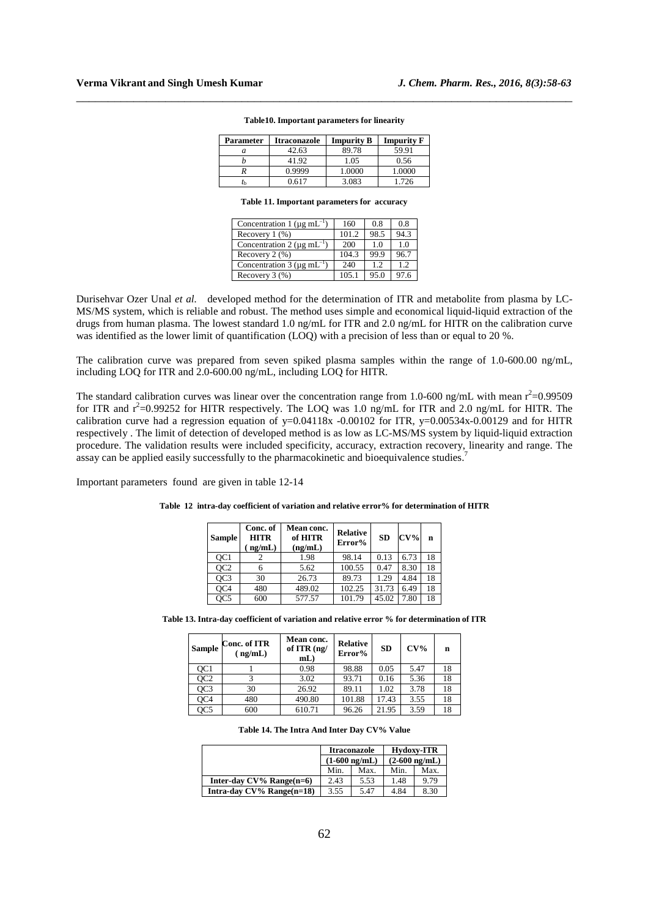**Table10. Important parameters for linearity**

| Parameter | Itraconazole | Impurity B | Impurity F |
|---|---|---|---|
| *a* | 42.63 | 89.78 | 59.91 |
| *b* | 41.92 | 1.05 | 0.56 |
| *R* | 0.9999 | 1.0000 | 1.0000 |
| $t_b$ | 0.617 | 3.083 | 1.726 |

**Table 11. Important parameters for accuracy**

| | | | |
|---|---|---|---|
| Concentration 1 ($\mu g\ mL^{-1}$) | 160 | 0.8 | 0.8 |
| Recovery 1 (%) | 101.2 | 98.5 | 94.3 |
| Concentration 2 ($\mu g\ mL^{-1}$) | 200 | 1.0 | 1.0 |
| Recovery 2 (%) | 104.3 | 99.9 | 96.7 |
| Concentration 3 ($\mu g\ mL^{-1}$) | 240 | 1.2 | 1.2 |
| Recovery 3 (%) | 105.1 | 95.0 | 97.6 |

Durisehvar Ozer Unal *et al.* developed method for the determination of ITR and metabolite from plasma by LC-MS/MS system, which is reliable and robust. The method uses simple and economical liquid-liquid extraction of the drugs from human plasma. The lowest standard 1.0 ng/mL for ITR and 2.0 ng/mL for HITR on the calibration curve was identified as the lower limit of quantification (LOQ) with a precision of less than or equal to 20 %.

The calibration curve was prepared from seven spiked plasma samples within the range of 1.0-600.00 ng/mL, including LOQ for ITR and 2.0-600.00 ng/mL, including LOQ for HITR.

The standard calibration curves was linear over the concentration range from 1.0-600 ng/mL with mean $r^2$=0.99509 for ITR and $r^2$=0.99252 for HITR respectively. The LOQ was 1.0 ng/mL for ITR and 2.0 ng/mL for HITR. The calibration curve had a regression equation of $y=0.04118x -0.00102$ for ITR, $y=0.00534x-0.00129$ and for HITR respectively . The limit of detection of developed method is as low as LC-MS/MS system by liquid-liquid extraction procedure. The validation results were included specificity, accuracy, extraction recovery, linearity and range. The assay can be applied easily successfully to the pharmacokinetic and bioequivalence studies.[7]

Important parameters found are given in table 12-14

**Table 12 intra-day coefficient of variation and relative error% for determination of HITR**

| Sample | Conc. of HITR ( ng/mL) | Mean conc. of HITR (ng/mL) | Relative Error% | SD | CV% | n |
|---|---|---|---|---|---|---|
| QC1 | 2 | 1.98 | 98.14 | 0.13 | 6.73 | 18 |
| QC2 | 6 | 5.62 | 100.55 | 0.47 | 8.30 | 18 |
| QC3 | 30 | 26.73 | 89.73 | 1.29 | 4.84 | 18 |
| QC4 | 480 | 489.02 | 102.25 | 31.73 | 6.49 | 18 |
| QC5 | 600 | 577.57 | 101.79 | 45.02 | 7.80 | 18 |

**Table 13. Intra-day coefficient of variation and relative error % for determination of ITR**

| Sample | Conc. of ITR ( ng/mL) | Mean conc. of ITR (ng/ mL) | Relative Error% | SD | CV% | n |
|---|---|---|---|---|---|---|
| QC1 | 1 | 0.98 | 98.88 | 0.05 | 5.47 | 18 |
| QC2 | 3 | 3.02 | 93.71 | 0.16 | 5.36 | 18 |
| QC3 | 30 | 26.92 | 89.11 | 1.02 | 3.78 | 18 |
| QC4 | 480 | 490.80 | 101.88 | 17.43 | 3.55 | 18 |
| QC5 | 600 | 610.71 | 96.26 | 21.95 | 3.59 | 18 |

**Table 14. The Intra And Inter Day CV% Value**

| | Itraconazole (1-600 ng/mL) | | Hydoxy-ITR (2-600 ng/mL) | |
|---|---|---|---|---|
| | Min. | Max. | Min. | Max. |
| **Inter-day CV% Range(n=6)** | 2.43 | 5.53 | 1.48 | 9.79 |
| **Intra-day CV% Range(n=18)** | 3.55 | 5.47 | 4.84 | 8.30 |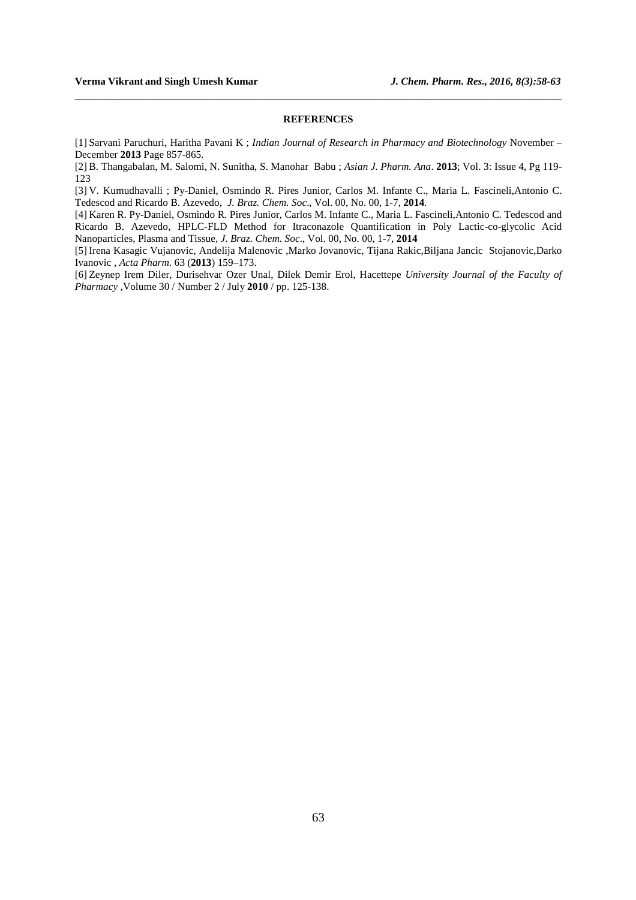## REFERENCES

[1] Sarvani Paruchuri, Haritha Pavani K ; *Indian Journal of Research in Pharmacy and Biotechnology* November – December **2013** Page 857-865.

[2] B. Thangabalan, M. Salomi, N. Sunitha, S. Manohar Babu ; *Asian J. Pharm. Ana*. **2013**; Vol. 3: Issue 4, Pg 119-123

[3] V. Kumudhavalli ; Py-Daniel, Osmindo R. Pires Junior, Carlos M. Infante C., Maria L. Fascineli,Antonio C. Tedescod and Ricardo B. Azevedo, *J. Braz. Chem. Soc*., Vol. 00, No. 00, 1-7, **2014**.

[4] Karen R. Py-Daniel, Osmindo R. Pires Junior, Carlos M. Infante C., Maria L. Fascineli,Antonio C. Tedescod and Ricardo B. Azevedo, HPLC-FLD Method for Itraconazole Quantification in Poly Lactic-co-glycolic Acid Nanoparticles, Plasma and Tissue, *J. Braz. Chem. Soc*., Vol. 00, No. 00, 1-7, **2014**

[5] Irena Kasagic Vujanovic, Andelija Malenovic ,Marko Jovanovic, Tijana Rakic,Biljana Jancic Stojanovic,Darko Ivanovic , *Acta Pharm*. 63 (**2013**) 159–173.

[6] Zeynep Irem Diler, Durisehvar Ozer Unal, Dilek Demir Erol, Hacettepe *University Journal of the Faculty of Pharmacy* ,Volume 30 / Number 2 / July **2010** / pp. 125-138.